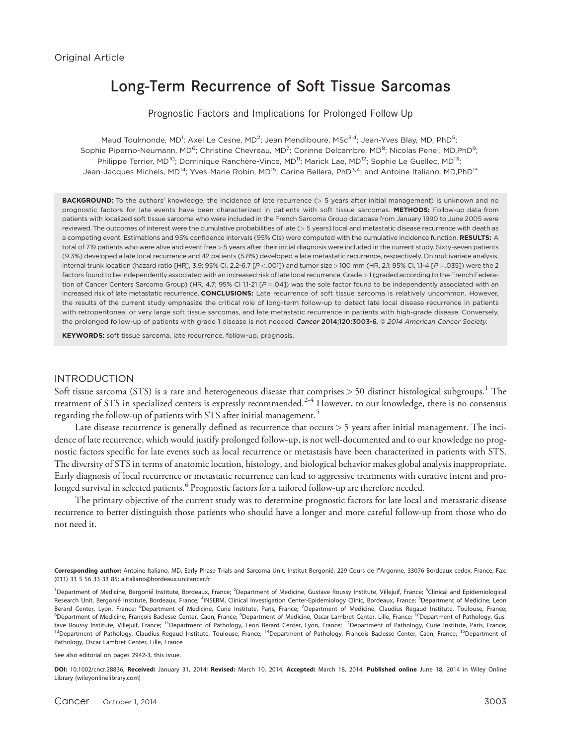Original Article

# Long-Term Recurrence of Soft Tissue Sarcomas

## Prognostic Factors and Implications for Prolonged Follow-Up

Maud Toulmonde, MD[1]; Axel Le Cesne, MD[2]; Jean Mendiboure, MSc[3,4]; Jean-Yves Blay, MD, PhD[5]; Sophie Piperno-Neumann, MD[6]; Christine Chevreau, MD[7]; Corinne Delcambre, MD[8]; Nicolas Penel, MD,PhD[9]; Philippe Terrier, MD[10]; Dominique Ranchère-Vince, MD[11]; Marick Lae, MD[12]; Sophie Le Guellec, MD[13]; Jean-Jacques Michels, MD[14]; Yves-Marie Robin, MD[15]; Carine Bellera, PhD[3,4]; and Antoine Italiano, MD,PhD[1]*

**BACKGROUND:** To the authors' knowledge, the incidence of late recurrence (> 5 years after initial management) is unknown and no prognostic factors for late events have been characterized in patients with soft tissue sarcomas. **METHODS:** Follow-up data from patients with localized soft tissue sarcoma who were included in the French Sarcoma Group database from January 1990 to June 2005 were reviewed. The outcomes of interest were the cumulative probabilities of late (> 5 years) local and metastatic disease recurrence with death as a competing event. Estimations and 95% confidence intervals (95% CIs) were computed with the cumulative incidence function. **RESULTS:** A total of 719 patients who were alive and event free > 5 years after their initial diagnosis were included in the current study. Sixty-seven patients (9.3%) developed a late local recurrence and 42 patients (5.8%) developed a late metastatic recurrence, respectively. On multivariate analysis, internal trunk location (hazard ratio [HR], 3.9; 95% CI, 2.2-6.7 [P < .001]) and tumor size > 100 mm (HR, 2.1; 95% CI, 1.1-4 [P = .035]) were the 2 factors found to be independently associated with an increased risk of late local recurrence. Grade > 1 (graded according to the French Federation of Cancer Centers Sarcoma Group) (HR, 4.7; 95% CI 1.1-21 [P = .04]) was the sole factor found to be independently associated with an increased risk of late metastatic recurrence. **CONCLUSIONS:** Late recurrence of soft tissue sarcoma is relatively uncommon. However, the results of the current study emphasize the critical role of long-term follow-up to detect late local disease recurrence in patients with retroperitoneal or very large soft tissue sarcomas, and late metastatic recurrence in patients with high-grade disease. Conversely, the prolonged follow-up of patients with grade 1 disease is not needed. ***Cancer* 2014;120:3003-6.** *© 2014 American Cancer Society.*

**KEYWORDS:** soft tissue sarcoma, late recurrence, follow-up, prognosis.

## INTRODUCTION

Soft tissue sarcoma (STS) is a rare and heterogeneous disease that comprises > 50 distinct histological subgroups.[1] The treatment of STS in specialized centers is expressly recommended.[2-4] However, to our knowledge, there is no consensus regarding the follow-up of patients with STS after initial management.[5]

Late disease recurrence is generally defined as recurrence that occurs > 5 years after initial management. The incidence of late recurrence, which would justify prolonged follow-up, is not well-documented and to our knowledge no prognostic factors specific for late events such as local recurrence or metastasis have been characterized in patients with STS. The diversity of STS in terms of anatomic location, histology, and biological behavior makes global analysis inappropriate. Early diagnosis of local recurrence or metastatic recurrence can lead to aggressive treatments with curative intent and prolonged survival in selected patients.[6] Prognostic factors for a tailored follow-up are therefore needed.

The primary objective of the current study was to determine prognostic factors for late local and metastatic disease recurrence to better distinguish those patients who should have a longer and more careful follow-up from those who do not need it.

**Corresponding author:** Antoine Italiano, MD, Early Phase Trials and Sarcoma Unit, Institut Bergonié, 229 Cours de l"Argonne, 33076 Bordeaux cedex, France; Fax: (011) 33 5 56 33 33 85; a.italiano@bordeaux.unicancer.fr

[1]Department of Medicine, Bergonié Institute, Bordeaux, France; [2]Department of Medicine, Gustave Roussy Institute, Villejuif, France; [3]Clinical and Epidemiological Research Unit, Bergonié Institute, Bordeaux, France; [4]INSERM, Clinical Investigation Center-Epidemiology Clinic, Bordeaux, France; [5]Department of Medicine, Leon Berard Center, Lyon, France; [6]Department of Medicine, Curie Institute, Paris, France; [7]Department of Medicine, Claudius Regaud Institute, Toulouse, France; [8]Department of Medicine, François Baclesse Center, Caen, France; [9]Department of Medicine, Oscar Lambret Center, Lille, France; [10]Department of Pathology, Gustave Roussy Institute, Villejuif, France; [11]Department of Pathology, Leon Berard Center, Lyon, France; [12]Department of Pathology, Curie Institute, Paris, France; [13]Department of Pathology, Claudius Regaud Institute, Toulouse, France; [14]Department of Pathology, François Baclesse Center, Caen, France; [15]Department of Pathology, Oscar Lambret Center, Lille, France

See also editorial on pages 2942-3, this issue.

**DOI:** 10.1002/cncr.28836, **Received:** January 31, 2014; **Revised:** March 10, 2014; **Accepted:** March 18, 2014, **Published online** June 18, 2014 in Wiley Online Library (wileyonlinelibrary.com)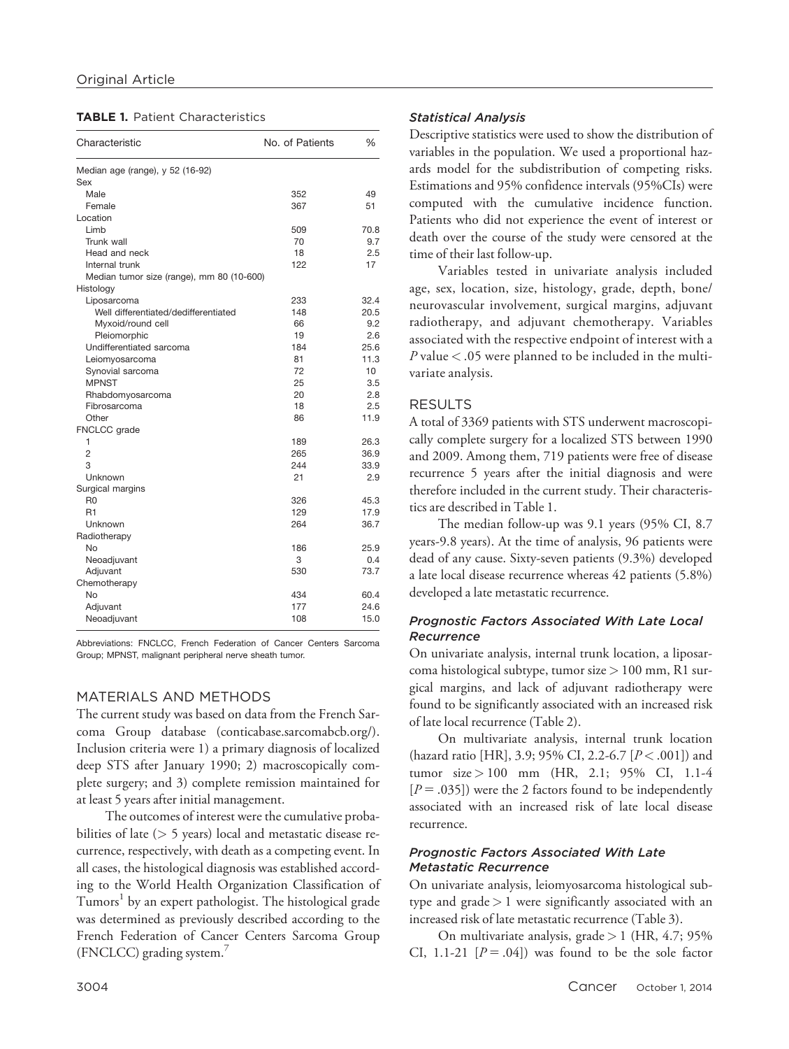**TABLE 1.** Patient Characteristics

| Characteristic | No. of Patients | % |
|---|---|---|
| Median age (range), y 52 (16-92) | | |
| Sex | | |
| Male | 352 | 49 |
| Female | 367 | 51 |
| Location | | |
| Limb | 509 | 70.8 |
| Trunk wall | 70 | 9.7 |
| Head and neck | 18 | 2.5 |
| Internal trunk | 122 | 17 |
| Median tumor size (range), mm 80 (10-600) | | |
| Histology | | |
| Liposarcoma | 233 | 32.4 |
| Well differentiated/dedifferentiated | 148 | 20.5 |
| Myxoid/round cell | 66 | 9.2 |
| Pleiomorphic | 19 | 2.6 |
| Undifferentiated sarcoma | 184 | 25.6 |
| Leiomyosarcoma | 81 | 11.3 |
| Synovial sarcoma | 72 | 10 |
| MPNST | 25 | 3.5 |
| Rhabdomyosarcoma | 20 | 2.8 |
| Fibrosarcoma | 18 | 2.5 |
| Other | 86 | 11.9 |
| FNCLCC grade | | |
| 1 | 189 | 26.3 |
| 2 | 265 | 36.9 |
| 3 | 244 | 33.9 |
| Unknown | 21 | 2.9 |
| Surgical margins | | |
| R0 | 326 | 45.3 |
| R1 | 129 | 17.9 |
| Unknown | 264 | 36.7 |
| Radiotherapy | | |
| No | 186 | 25.9 |
| Neoadjuvant | 3 | 0.4 |
| Adjuvant | 530 | 73.7 |
| Chemotherapy | | |
| No | 434 | 60.4 |
| Adjuvant | 177 | 24.6 |
| Neoadjuvant | 108 | 15.0 |

Abbreviations: FNCLCC, French Federation of Cancer Centers Sarcoma Group; MPNST, malignant peripheral nerve sheath tumor.

## MATERIALS AND METHODS

The current study was based on data from the French Sarcoma Group database (conticabase.sarcomabcb.org/). Inclusion criteria were 1) a primary diagnosis of localized deep STS after January 1990; 2) macroscopically complete surgery; and 3) complete remission maintained for at least 5 years after initial management.

The outcomes of interest were the cumulative probabilities of late (> 5 years) local and metastatic disease recurrence, respectively, with death as a competing event. In all cases, the histological diagnosis was established according to the World Health Organization Classification of Tumors[1] by an expert pathologist. The histological grade was determined as previously described according to the French Federation of Cancer Centers Sarcoma Group (FNCLCC) grading system.[7]

### *Statistical Analysis*

Descriptive statistics were used to show the distribution of variables in the population. We used a proportional hazards model for the subdistribution of competing risks. Estimations and 95% confidence intervals (95%CIs) were computed with the cumulative incidence function. Patients who did not experience the event of interest or death over the course of the study were censored at the time of their last follow-up.

Variables tested in univariate analysis included age, sex, location, size, histology, grade, depth, bone/neurovascular involvement, surgical margins, adjuvant radiotherapy, and adjuvant chemotherapy. Variables associated with the respective endpoint of interest with a $P$ value $< .05$ were planned to be included in the multivariate analysis.

## RESULTS

A total of 3369 patients with STS underwent macroscopically complete surgery for a localized STS between 1990 and 2009. Among them, 719 patients were free of disease recurrence 5 years after the initial diagnosis and were therefore included in the current study. Their characteristics are described in Table 1.

The median follow-up was 9.1 years (95% CI, 8.7 years-9.8 years). At the time of analysis, 96 patients were dead of any cause. Sixty-seven patients (9.3%) developed a late local disease recurrence whereas 42 patients (5.8%) developed a late metastatic recurrence.

### *Prognostic Factors Associated With Late Local Recurrence*

On univariate analysis, internal trunk location, a liposarcoma histological subtype, tumor size > 100 mm, R1 surgical margins, and lack of adjuvant radiotherapy were found to be significantly associated with an increased risk of late local recurrence (Table 2).

On multivariate analysis, internal trunk location (hazard ratio [HR], 3.9; 95% CI, 2.2-6.7 [$P < .001$]) and tumor size > 100 mm (HR, 2.1; 95% CI, 1.1-4 [$P = .035$]) were the 2 factors found to be independently associated with an increased risk of late local disease recurrence.

### *Prognostic Factors Associated With Late Metastatic Recurrence*

On univariate analysis, leiomyosarcoma histological subtype and grade > 1 were significantly associated with an increased risk of late metastatic recurrence (Table 3).

On multivariate analysis, grade > 1 (HR, 4.7; 95% CI, 1.1-21 [$P = .04$]) was found to be the sole factor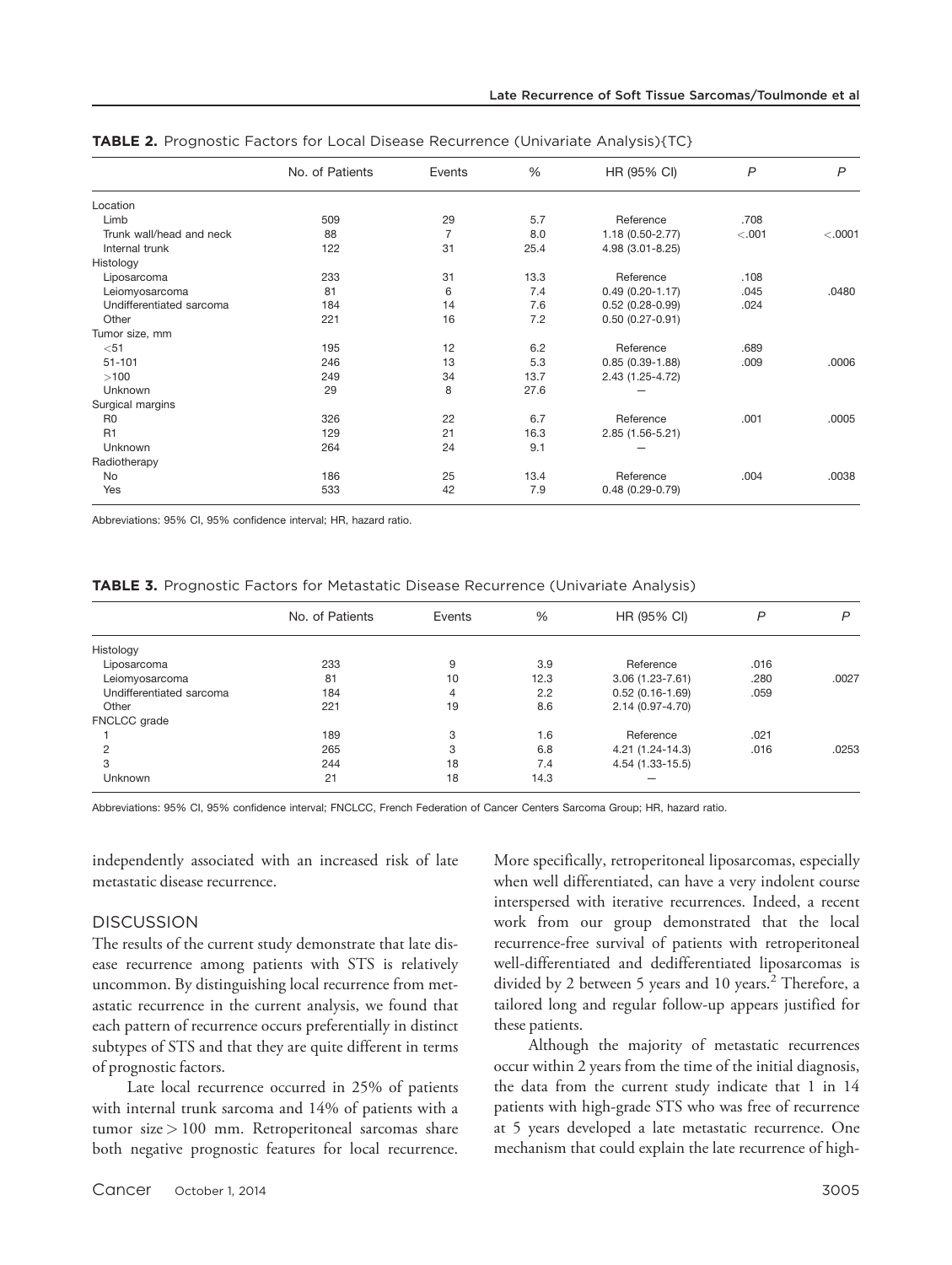**TABLE 2.** Prognostic Factors for Local Disease Recurrence (Univariate Analysis){TC}

| | No. of Patients | Events | % | HR (95% CI) | *P* | *P* |
|---|---|---|---|---|---|---|
| Location | | | | | | |
| Limb | 509 | 29 | 5.7 | Reference | .708 | |
| Trunk wall/head and neck | 88 | 7 | 8.0 | 1.18 (0.50-2.77) | <.001 | <.0001 |
| Internal trunk | 122 | 31 | 25.4 | 4.98 (3.01-8.25) | | |
| Histology | | | | | | |
| Liposarcoma | 233 | 31 | 13.3 | Reference | .108 | |
| Leiomyosarcoma | 81 | 6 | 7.4 | 0.49 (0.20-1.17) | .045 | .0480 |
| Undifferentiated sarcoma | 184 | 14 | 7.6 | 0.52 (0.28-0.99) | .024 | |
| Other | 221 | 16 | 7.2 | 0.50 (0.27-0.91) | | |
| Tumor size, mm | | | | | | |
| <51 | 195 | 12 | 6.2 | Reference | .689 | |
| 51-101 | 246 | 13 | 5.3 | 0.85 (0.39-1.88) | .009 | .0006 |
| >100 | 249 | 34 | 13.7 | 2.43 (1.25-4.72) | | |
| Unknown | 29 | 8 | 27.6 | — | | |
| Surgical margins | | | | | | |
| R0 | 326 | 22 | 6.7 | Reference | .001 | .0005 |
| R1 | 129 | 21 | 16.3 | 2.85 (1.56-5.21) | | |
| Unknown | 264 | 24 | 9.1 | — | | |
| Radiotherapy | | | | | | |
| No | 186 | 25 | 13.4 | Reference | .004 | .0038 |
| Yes | 533 | 42 | 7.9 | 0.48 (0.29-0.79) | | |

Abbreviations: 95% CI, 95% confidence interval; HR, hazard ratio.

**TABLE 3.** Prognostic Factors for Metastatic Disease Recurrence (Univariate Analysis)

| | No. of Patients | Events | % | HR (95% CI) | *P* | *P* |
|---|---|---|---|---|---|---|
| Histology | | | | | | |
| Liposarcoma | 233 | 9 | 3.9 | Reference | .016 | |
| Leiomyosarcoma | 81 | 10 | 12.3 | 3.06 (1.23-7.61) | .280 | .0027 |
| Undifferentiated sarcoma | 184 | 4 | 2.2 | 0.52 (0.16-1.69) | .059 | |
| Other | 221 | 19 | 8.6 | 2.14 (0.97-4.70) | | |
| FNCLCC grade | | | | | | |
| 1 | 189 | 3 | 1.6 | Reference | .021 | |
| 2 | 265 | 3 | 6.8 | 4.21 (1.24-14.3) | .016 | .0253 |
| 3 | 244 | 18 | 7.4 | 4.54 (1.33-15.5) | | |
| Unknown | 21 | 18 | 14.3 | — | | |

Abbreviations: 95% CI, 95% confidence interval; FNCLCC, French Federation of Cancer Centers Sarcoma Group; HR, hazard ratio.

independently associated with an increased risk of late metastatic disease recurrence.

## DISCUSSION

The results of the current study demonstrate that late disease recurrence among patients with STS is relatively uncommon. By distinguishing local recurrence from metastatic recurrence in the current analysis, we found that each pattern of recurrence occurs preferentially in distinct subtypes of STS and that they are quite different in terms of prognostic factors.

Late local recurrence occurred in 25% of patients with internal trunk sarcoma and 14% of patients with a tumor size > 100 mm. Retroperitoneal sarcomas share both negative prognostic features for local recurrence. More specifically, retroperitoneal liposarcomas, especially when well differentiated, can have a very indolent course interspersed with iterative recurrences. Indeed, a recent work from our group demonstrated that the local recurrence-free survival of patients with retroperitoneal well-differentiated and dedifferentiated liposarcomas is divided by 2 between 5 years and 10 years.[2] Therefore, a tailored long and regular follow-up appears justified for these patients.

Although the majority of metastatic recurrences occur within 2 years from the time of the initial diagnosis, the data from the current study indicate that 1 in 14 patients with high-grade STS who was free of recurrence at 5 years developed a late metastatic recurrence. One mechanism that could explain the late recurrence of high-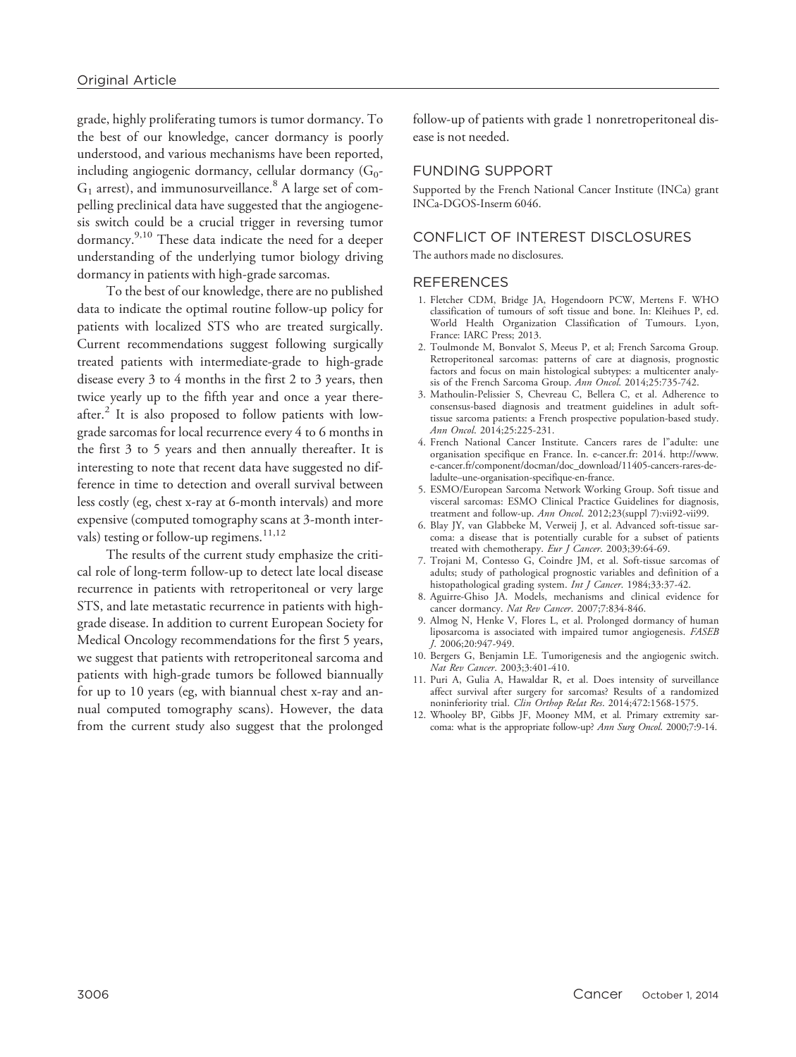grade, highly proliferating tumors is tumor dormancy. To the best of our knowledge, cancer dormancy is poorly understood, and various mechanisms have been reported, including angiogenic dormancy, cellular dormancy ($G_0$-$G_1$ arrest), and immunosurveillance.[8] A large set of compelling preclinical data have suggested that the angiogenesis switch could be a crucial trigger in reversing tumor dormancy.[9,10] These data indicate the need for a deeper understanding of the underlying tumor biology driving dormancy in patients with high-grade sarcomas.

To the best of our knowledge, there are no published data to indicate the optimal routine follow-up policy for patients with localized STS who are treated surgically. Current recommendations suggest following surgically treated patients with intermediate-grade to high-grade disease every 3 to 4 months in the first 2 to 3 years, then twice yearly up to the fifth year and once a year thereafter.[2] It is also proposed to follow patients with low-grade sarcomas for local recurrence every 4 to 6 months in the first 3 to 5 years and then annually thereafter. It is interesting to note that recent data have suggested no difference in time to detection and overall survival between less costly (eg, chest x-ray at 6-month intervals) and more expensive (computed tomography scans at 3-month intervals) testing or follow-up regimens.[11,12]

The results of the current study emphasize the critical role of long-term follow-up to detect late local disease recurrence in patients with retroperitoneal or very large STS, and late metastatic recurrence in patients with high-grade disease. In addition to current European Society for Medical Oncology recommendations for the first 5 years, we suggest that patients with retroperitoneal sarcoma and patients with high-grade tumors be followed biannually for up to 10 years (eg, with biannual chest x-ray and annual computed tomography scans). However, the data from the current study also suggest that the prolonged follow-up of patients with grade 1 nonretroperitoneal disease is not needed.

## FUNDING SUPPORT

Supported by the French National Cancer Institute (INCa) grant INCa-DGOS-Inserm 6046.

## CONFLICT OF INTEREST DISCLOSURES

The authors made no disclosures.

## REFERENCES

1. Fletcher CDM, Bridge JA, Hogendoorn PCW, Mertens F. WHO classification of tumours of soft tissue and bone. In: Kleihues P, ed. World Health Organization Classification of Tumours. Lyon, France: IARC Press; 2013.
2. Toulmonde M, Bonvalot S, Meeus P, et al; French Sarcoma Group. Retroperitoneal sarcomas: patterns of care at diagnosis, prognostic factors and focus on main histological subtypes: a multicenter analysis of the French Sarcoma Group. *Ann Oncol*. 2014;25:735-742.
3. Mathoulin-Pelissier S, Chevreau C, Bellera C, et al. Adherence to consensus-based diagnosis and treatment guidelines in adult soft-tissue sarcoma patients: a French prospective population-based study. *Ann Oncol*. 2014;25:225-231.
4. French National Cancer Institute. Cancers rares de l"adulte: une organisation specifique en France. In. e-cancer.fr: 2014. http://www.e-cancer.fr/component/docman/doc_download/11405-cancers-rares-deladulte–une-organisation-specifique-en-france.
5. ESMO/European Sarcoma Network Working Group. Soft tissue and visceral sarcomas: ESMO Clinical Practice Guidelines for diagnosis, treatment and follow-up. *Ann Oncol*. 2012;23(suppl 7):vii92-vii99.
6. Blay JY, van Glabbeke M, Verweij J, et al. Advanced soft-tissue sarcoma: a disease that is potentially curable for a subset of patients treated with chemotherapy. *Eur J Cancer*. 2003;39:64-69.
7. Trojani M, Contesso G, Coindre JM, et al. Soft-tissue sarcomas of adults; study of pathological prognostic variables and definition of a histopathological grading system. *Int J Cancer*. 1984;33:37-42.
8. Aguirre-Ghiso JA. Models, mechanisms and clinical evidence for cancer dormancy. *Nat Rev Cancer*. 2007;7:834-846.
9. Almog N, Henke V, Flores L, et al. Prolonged dormancy of human liposarcoma is associated with impaired tumor angiogenesis. *FASEB J*. 2006;20:947-949.
10. Bergers G, Benjamin LE. Tumorigenesis and the angiogenic switch. *Nat Rev Cancer*. 2003;3:401-410.
11. Puri A, Gulia A, Hawaldar R, et al. Does intensity of surveillance affect survival after surgery for sarcomas? Results of a randomized noninferiority trial. *Clin Orthop Relat Res*. 2014;472:1568-1575.
12. Whooley BP, Gibbs JF, Mooney MM, et al. Primary extremity sarcoma: what is the appropriate follow-up? *Ann Surg Oncol*. 2000;7:9-14.